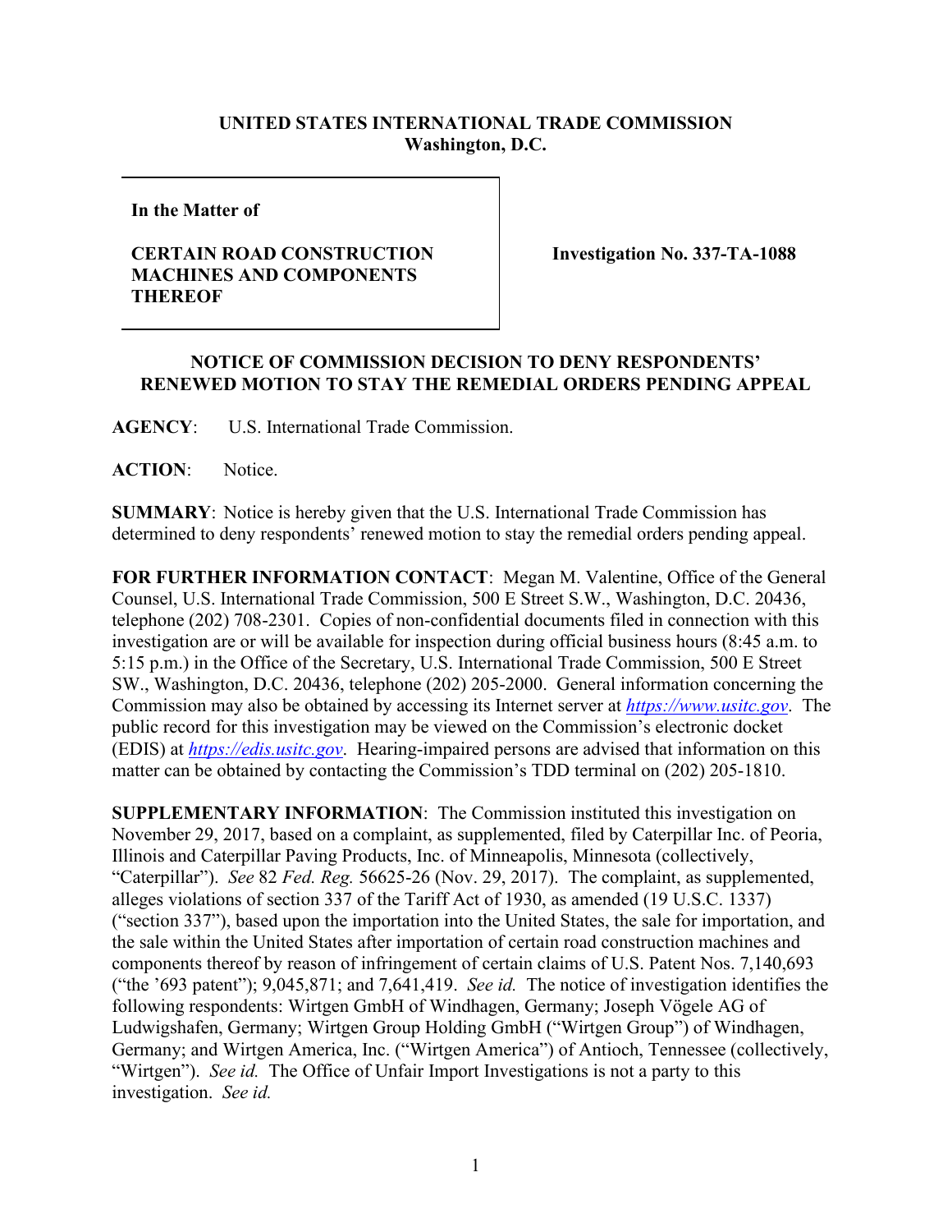**UNITED STATES INTERNATIONAL TRADE COMMISSION**
**Washington, D.C.**

| In the Matter of | |
|---|---|
| **CERTAIN ROAD CONSTRUCTION MACHINES AND COMPONENTS THEREOF** | **Investigation No. 337-TA-1088** |

**NOTICE OF COMMISSION DECISION TO DENY RESPONDENTS' RENEWED MOTION TO STAY THE REMEDIAL ORDERS PENDING APPEAL**

**AGENCY**: U.S. International Trade Commission.

**ACTION**: Notice.

**SUMMARY**: Notice is hereby given that the U.S. International Trade Commission has determined to deny respondents' renewed motion to stay the remedial orders pending appeal.

**FOR FURTHER INFORMATION CONTACT**: Megan M. Valentine, Office of the General Counsel, U.S. International Trade Commission, 500 E Street S.W., Washington, D.C. 20436, telephone (202) 708-2301. Copies of non-confidential documents filed in connection with this investigation are or will be available for inspection during official business hours (8:45 a.m. to 5:15 p.m.) in the Office of the Secretary, U.S. International Trade Commission, 500 E Street SW., Washington, D.C. 20436, telephone (202) 205-2000. General information concerning the Commission may also be obtained by accessing its Internet server at *https://www.usitc.gov*. The public record for this investigation may be viewed on the Commission's electronic docket (EDIS) at *https://edis.usitc.gov*. Hearing-impaired persons are advised that information on this matter can be obtained by contacting the Commission's TDD terminal on (202) 205-1810.

**SUPPLEMENTARY INFORMATION**: The Commission instituted this investigation on November 29, 2017, based on a complaint, as supplemented, filed by Caterpillar Inc. of Peoria, Illinois and Caterpillar Paving Products, Inc. of Minneapolis, Minnesota (collectively, "Caterpillar"). *See* 82 *Fed. Reg.* 56625-26 (Nov. 29, 2017). The complaint, as supplemented, alleges violations of section 337 of the Tariff Act of 1930, as amended (19 U.S.C. 1337) ("section 337"), based upon the importation into the United States, the sale for importation, and the sale within the United States after importation of certain road construction machines and components thereof by reason of infringement of certain claims of U.S. Patent Nos. 7,140,693 ("the '693 patent"); 9,045,871; and 7,641,419. *See id.* The notice of investigation identifies the following respondents: Wirtgen GmbH of Windhagen, Germany; Joseph Vögele AG of Ludwigshafen, Germany; Wirtgen Group Holding GmbH ("Wirtgen Group") of Windhagen, Germany; and Wirtgen America, Inc. ("Wirtgen America") of Antioch, Tennessee (collectively, "Wirtgen"). *See id.* The Office of Unfair Import Investigations is not a party to this investigation. *See id.*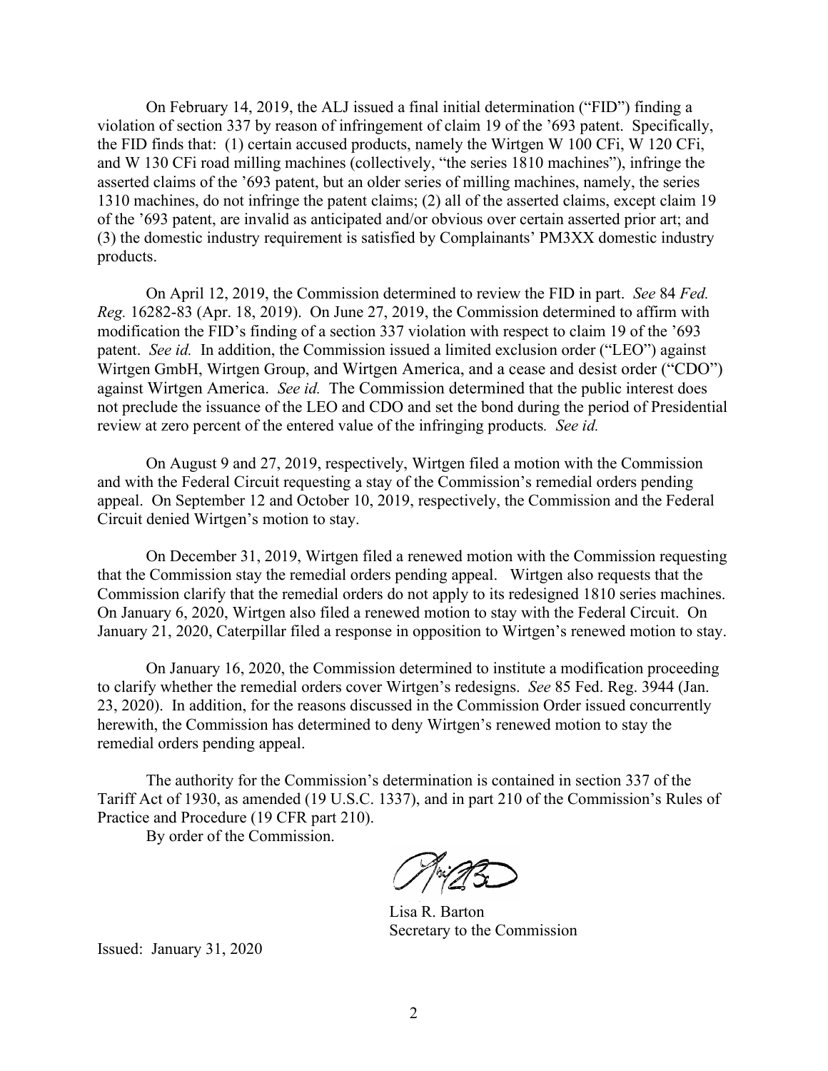On February 14, 2019, the ALJ issued a final initial determination ("FID") finding a violation of section 337 by reason of infringement of claim 19 of the '693 patent. Specifically, the FID finds that: (1) certain accused products, namely the Wirtgen W 100 CFi, W 120 CFi, and W 130 CFi road milling machines (collectively, "the series 1810 machines"), infringe the asserted claims of the '693 patent, but an older series of milling machines, namely, the series 1310 machines, do not infringe the patent claims; (2) all of the asserted claims, except claim 19 of the '693 patent, are invalid as anticipated and/or obvious over certain asserted prior art; and (3) the domestic industry requirement is satisfied by Complainants' PM3XX domestic industry products.

On April 12, 2019, the Commission determined to review the FID in part. *See* 84 *Fed. Reg.* 16282-83 (Apr. 18, 2019). On June 27, 2019, the Commission determined to affirm with modification the FID's finding of a section 337 violation with respect to claim 19 of the '693 patent. *See id.* In addition, the Commission issued a limited exclusion order ("LEO") against Wirtgen GmbH, Wirtgen Group, and Wirtgen America, and a cease and desist order ("CDO") against Wirtgen America. *See id.* The Commission determined that the public interest does not preclude the issuance of the LEO and CDO and set the bond during the period of Presidential review at zero percent of the entered value of the infringing products*.* *See id.*

On August 9 and 27, 2019, respectively, Wirtgen filed a motion with the Commission and with the Federal Circuit requesting a stay of the Commission's remedial orders pending appeal. On September 12 and October 10, 2019, respectively, the Commission and the Federal Circuit denied Wirtgen's motion to stay.

On December 31, 2019, Wirtgen filed a renewed motion with the Commission requesting that the Commission stay the remedial orders pending appeal. Wirtgen also requests that the Commission clarify that the remedial orders do not apply to its redesigned 1810 series machines. On January 6, 2020, Wirtgen also filed a renewed motion to stay with the Federal Circuit. On January 21, 2020, Caterpillar filed a response in opposition to Wirtgen's renewed motion to stay.

On January 16, 2020, the Commission determined to institute a modification proceeding to clarify whether the remedial orders cover Wirtgen's redesigns. *See* 85 Fed. Reg. 3944 (Jan. 23, 2020). In addition, for the reasons discussed in the Commission Order issued concurrently herewith, the Commission has determined to deny Wirtgen's renewed motion to stay the remedial orders pending appeal.

The authority for the Commission's determination is contained in section 337 of the Tariff Act of 1930, as amended (19 U.S.C. 1337), and in part 210 of the Commission's Rules of Practice and Procedure (19 CFR part 210).

By order of the Commission.

Lisa R. Barton
Secretary to the Commission

Issued: January 31, 2020